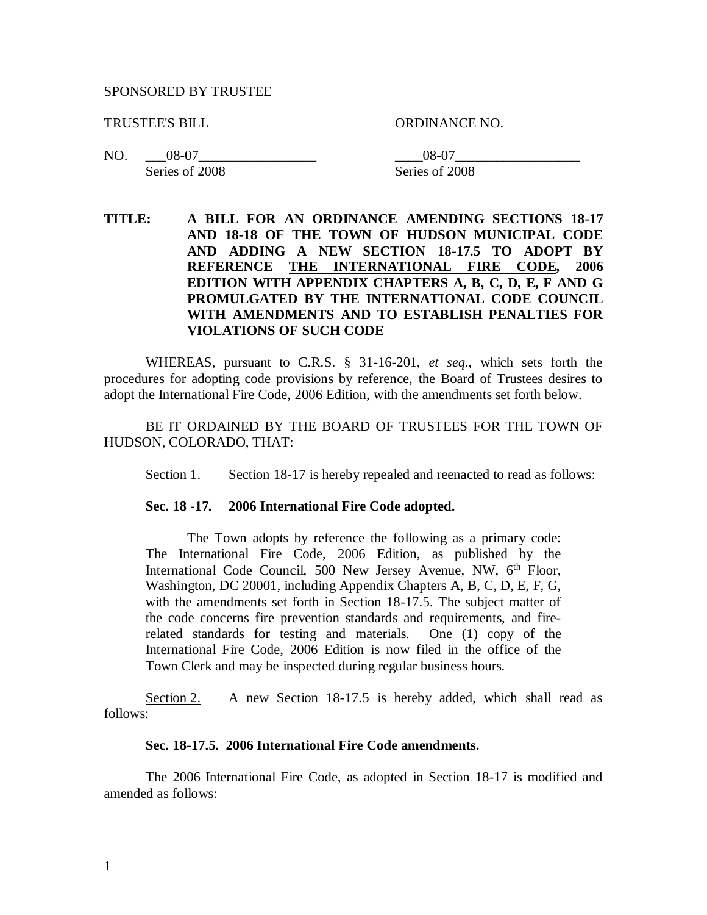SPONSORED BY TRUSTEE

TRUSTEE'S BILL ORDINANCE NO.

NO. 08-07 Series of 2008 &nbsp;&nbsp;&nbsp;&nbsp; 08-07 Series of 2008

**TITLE: A BILL FOR AN ORDINANCE AMENDING SECTIONS 18-17 AND 18-18 OF THE TOWN OF HUDSON MUNICIPAL CODE AND ADDING A NEW SECTION 18-17.5 TO ADOPT BY REFERENCE THE INTERNATIONAL FIRE CODE, 2006 EDITION WITH APPENDIX CHAPTERS A, B, C, D, E, F AND G PROMULGATED BY THE INTERNATIONAL CODE COUNCIL WITH AMENDMENTS AND TO ESTABLISH PENALTIES FOR VIOLATIONS OF SUCH CODE**

WHEREAS, pursuant to C.R.S. § 31-16-201, *et seq*., which sets forth the procedures for adopting code provisions by reference, the Board of Trustees desires to adopt the International Fire Code, 2006 Edition, with the amendments set forth below.

BE IT ORDAINED BY THE BOARD OF TRUSTEES FOR THE TOWN OF HUDSON, COLORADO, THAT:

Section 1. Section 18-17 is hereby repealed and reenacted to read as follows:

**Sec. 18 -17. 2006 International Fire Code adopted.**

The Town adopts by reference the following as a primary code: The International Fire Code, 2006 Edition, as published by the International Code Council, 500 New Jersey Avenue, NW, 6th Floor, Washington, DC 20001, including Appendix Chapters A, B, C, D, E, F, G, with the amendments set forth in Section 18-17.5. The subject matter of the code concerns fire prevention standards and requirements, and fire-related standards for testing and materials. One (1) copy of the International Fire Code, 2006 Edition is now filed in the office of the Town Clerk and may be inspected during regular business hours.

Section 2. A new Section 18-17.5 is hereby added, which shall read as follows:

**Sec. 18-17.5. 2006 International Fire Code amendments.**

The 2006 International Fire Code, as adopted in Section 18-17 is modified and amended as follows: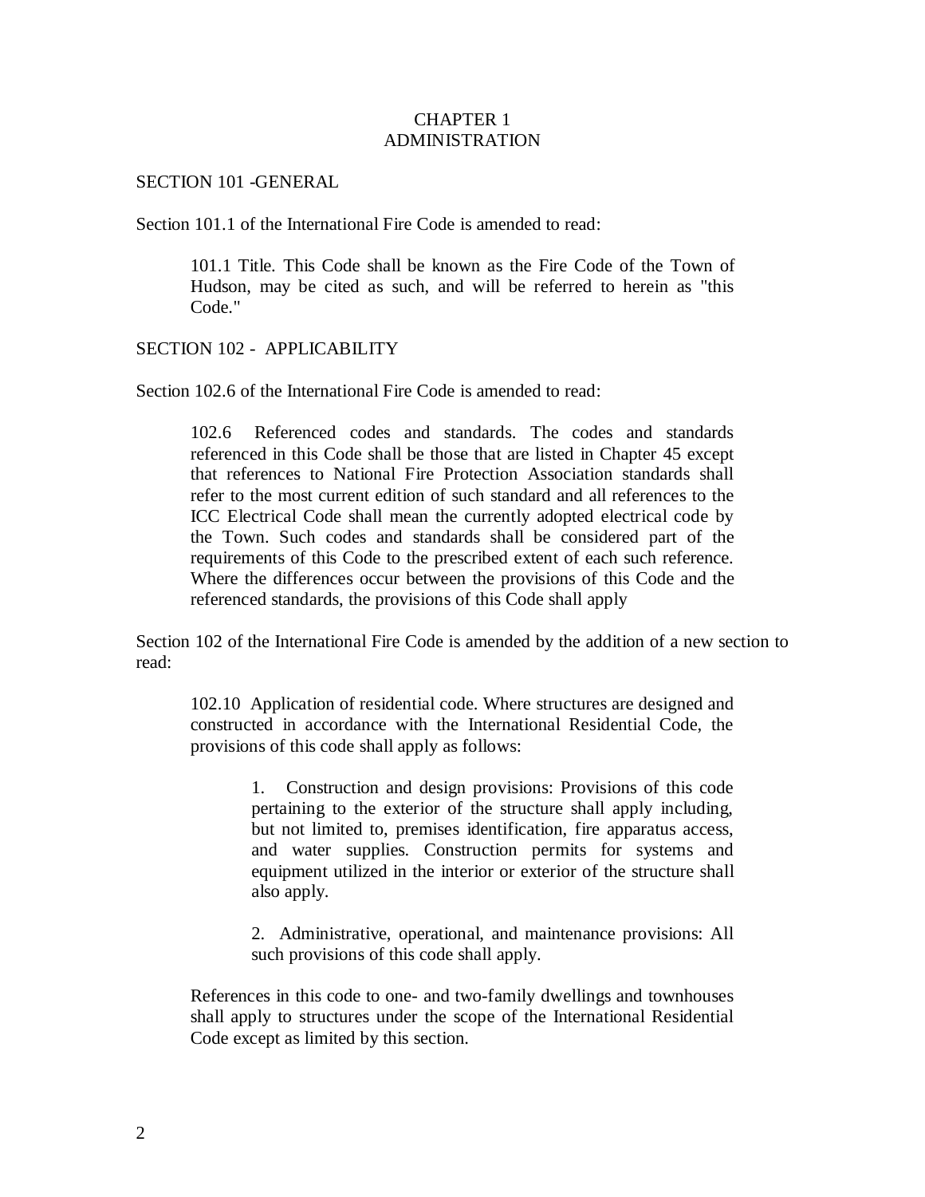# CHAPTER 1
# ADMINISTRATION

## SECTION 101 -GENERAL

Section 101.1 of the International Fire Code is amended to read:

> 101.1 Title. This Code shall be known as the Fire Code of the Town of Hudson, may be cited as such, and will be referred to herein as "this Code."

## SECTION 102 - APPLICABILITY

Section 102.6 of the International Fire Code is amended to read:

> 102.6 Referenced codes and standards. The codes and standards referenced in this Code shall be those that are listed in Chapter 45 except that references to National Fire Protection Association standards shall refer to the most current edition of such standard and all references to the ICC Electrical Code shall mean the currently adopted electrical code by the Town. Such codes and standards shall be considered part of the requirements of this Code to the prescribed extent of each such reference. Where the differences occur between the provisions of this Code and the referenced standards, the provisions of this Code shall apply

Section 102 of the International Fire Code is amended by the addition of a new section to read:

> 102.10 Application of residential code. Where structures are designed and constructed in accordance with the International Residential Code, the provisions of this code shall apply as follows:
>
> 1. Construction and design provisions: Provisions of this code pertaining to the exterior of the structure shall apply including, but not limited to, premises identification, fire apparatus access, and water supplies. Construction permits for systems and equipment utilized in the interior or exterior of the structure shall also apply.
>
> 2. Administrative, operational, and maintenance provisions: All such provisions of this code shall apply.
>
> References in this code to one- and two-family dwellings and townhouses shall apply to structures under the scope of the International Residential Code except as limited by this section.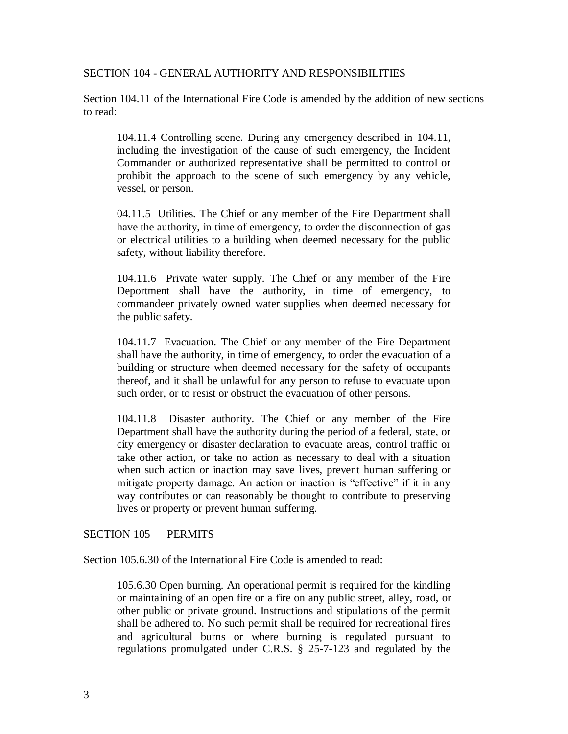SECTION 104 - GENERAL AUTHORITY AND RESPONSIBILITIES

Section 104.11 of the International Fire Code is amended by the addition of new sections to read:

> 104.11.4 Controlling scene. During any emergency described in 104.11, including the investigation of the cause of such emergency, the Incident Commander or authorized representative shall be permitted to control or prohibit the approach to the scene of such emergency by any vehicle, vessel, or person.
>
> 04.11.5 Utilities. The Chief or any member of the Fire Department shall have the authority, in time of emergency, to order the disconnection of gas or electrical utilities to a building when deemed necessary for the public safety, without liability therefore.
>
> 104.11.6 Private water supply. The Chief or any member of the Fire Deportment shall have the authority, in time of emergency, to commandeer privately owned water supplies when deemed necessary for the public safety.
>
> 104.11.7 Evacuation. The Chief or any member of the Fire Department shall have the authority, in time of emergency, to order the evacuation of a building or structure when deemed necessary for the safety of occupants thereof, and it shall be unlawful for any person to refuse to evacuate upon such order, or to resist or obstruct the evacuation of other persons.
>
> 104.11.8 Disaster authority. The Chief or any member of the Fire Department shall have the authority during the period of a federal, state, or city emergency or disaster declaration to evacuate areas, control traffic or take other action, or take no action as necessary to deal with a situation when such action or inaction may save lives, prevent human suffering or mitigate property damage. An action or inaction is "effective" if it in any way contributes or can reasonably be thought to contribute to preserving lives or property or prevent human suffering.

SECTION 105 — PERMITS

Section 105.6.30 of the International Fire Code is amended to read:

> 105.6.30 Open burning. An operational permit is required for the kindling or maintaining of an open fire or a fire on any public street, alley, road, or other public or private ground. Instructions and stipulations of the permit shall be adhered to. No such permit shall be required for recreational fires and agricultural burns or where burning is regulated pursuant to regulations promulgated under C.R.S. § 25-7-123 and regulated by the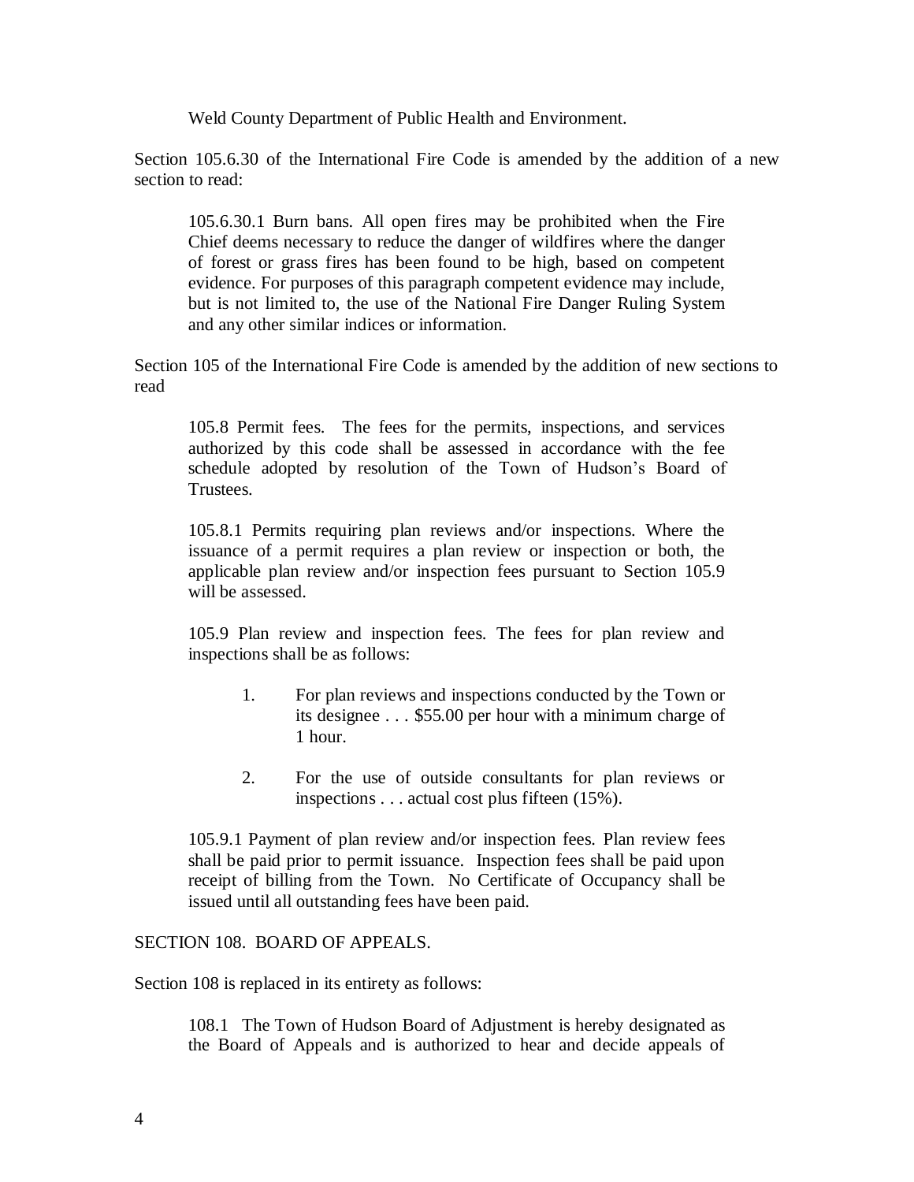Weld County Department of Public Health and Environment.

Section 105.6.30 of the International Fire Code is amended by the addition of a new section to read:

> 105.6.30.1 Burn bans. All open fires may be prohibited when the Fire Chief deems necessary to reduce the danger of wildfires where the danger of forest or grass fires has been found to be high, based on competent evidence. For purposes of this paragraph competent evidence may include, but is not limited to, the use of the National Fire Danger Ruling System and any other similar indices or information.

Section 105 of the International Fire Code is amended by the addition of new sections to read

> 105.8 Permit fees. The fees for the permits, inspections, and services authorized by this code shall be assessed in accordance with the fee schedule adopted by resolution of the Town of Hudson's Board of Trustees.
>
> 105.8.1 Permits requiring plan reviews and/or inspections. Where the issuance of a permit requires a plan review or inspection or both, the applicable plan review and/or inspection fees pursuant to Section 105.9 will be assessed.
>
> 105.9 Plan review and inspection fees. The fees for plan review and inspections shall be as follows:
>
> 1. For plan reviews and inspections conducted by the Town or its designee . . . $55.00 per hour with a minimum charge of 1 hour.
> 2. For the use of outside consultants for plan reviews or inspections . . . actual cost plus fifteen (15%).
>
> 105.9.1 Payment of plan review and/or inspection fees. Plan review fees shall be paid prior to permit issuance. Inspection fees shall be paid upon receipt of billing from the Town. No Certificate of Occupancy shall be issued until all outstanding fees have been paid.

SECTION 108. BOARD OF APPEALS.

Section 108 is replaced in its entirety as follows:

> 108.1 The Town of Hudson Board of Adjustment is hereby designated as the Board of Appeals and is authorized to hear and decide appeals of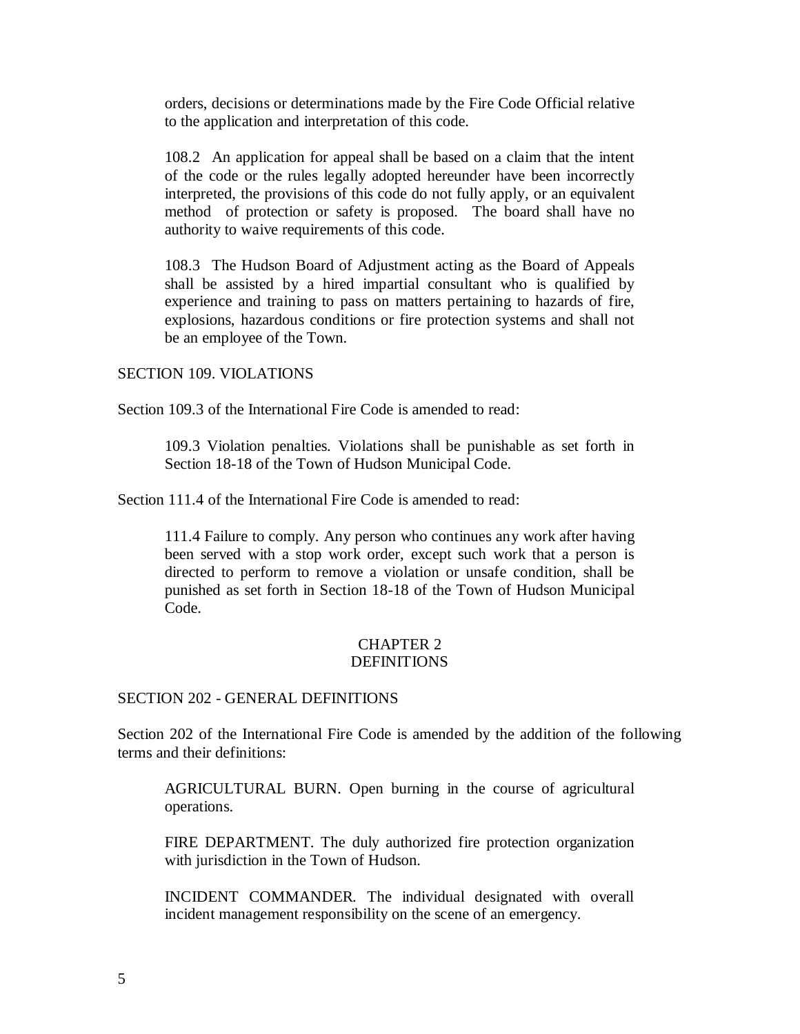orders, decisions or determinations made by the Fire Code Official relative to the application and interpretation of this code.

108.2 An application for appeal shall be based on a claim that the intent of the code or the rules legally adopted hereunder have been incorrectly interpreted, the provisions of this code do not fully apply, or an equivalent method of protection or safety is proposed. The board shall have no authority to waive requirements of this code.

108.3 The Hudson Board of Adjustment acting as the Board of Appeals shall be assisted by a hired impartial consultant who is qualified by experience and training to pass on matters pertaining to hazards of fire, explosions, hazardous conditions or fire protection systems and shall not be an employee of the Town.

SECTION 109. VIOLATIONS

Section 109.3 of the International Fire Code is amended to read:

109.3 Violation penalties. Violations shall be punishable as set forth in Section 18-18 of the Town of Hudson Municipal Code.

Section 111.4 of the International Fire Code is amended to read:

111.4 Failure to comply. Any person who continues any work after having been served with a stop work order, except such work that a person is directed to perform to remove a violation or unsafe condition, shall be punished as set forth in Section 18-18 of the Town of Hudson Municipal Code.

## CHAPTER 2
## DEFINITIONS

SECTION 202 - GENERAL DEFINITIONS

Section 202 of the International Fire Code is amended by the addition of the following terms and their definitions:

AGRICULTURAL BURN. Open burning in the course of agricultural operations.

FIRE DEPARTMENT. The duly authorized fire protection organization with jurisdiction in the Town of Hudson.

INCIDENT COMMANDER. The individual designated with overall incident management responsibility on the scene of an emergency.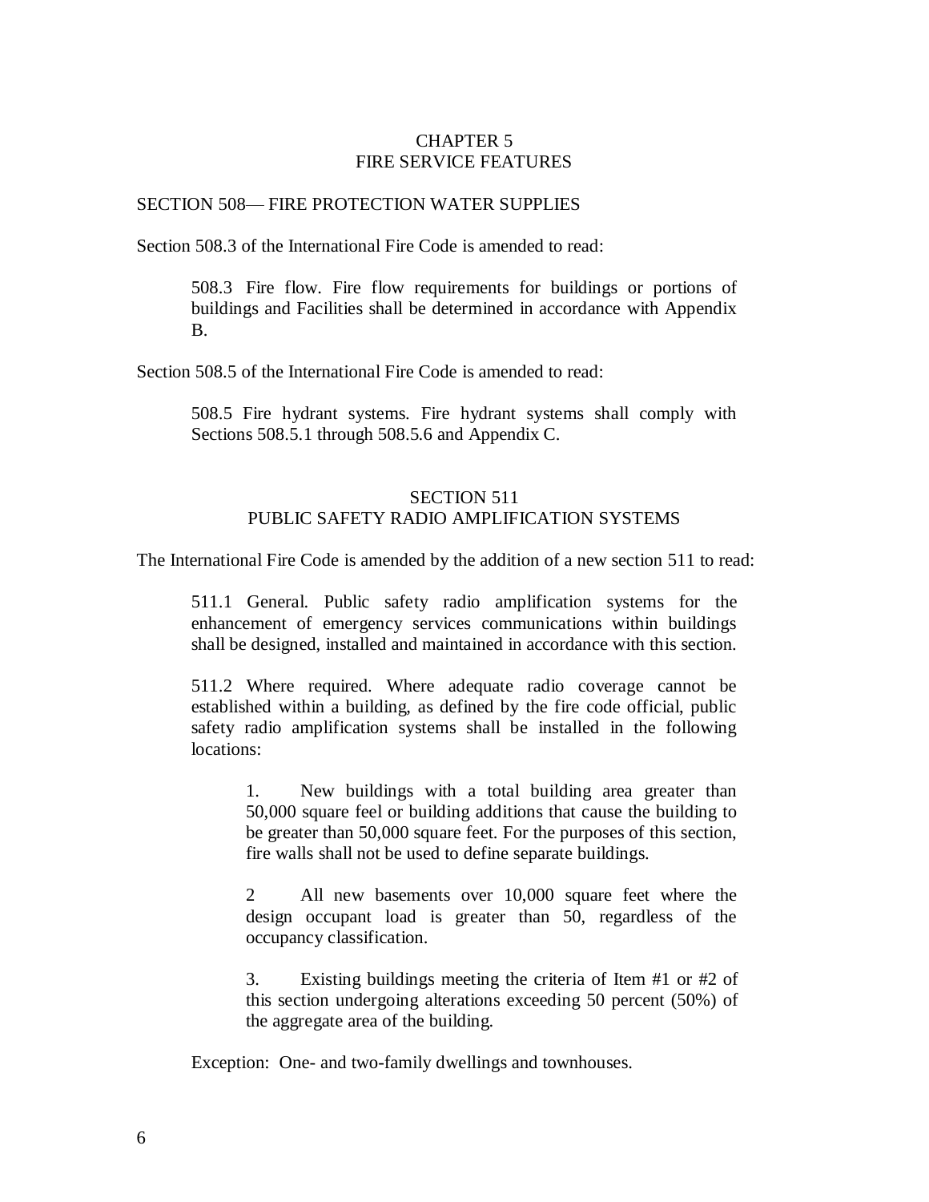# CHAPTER 5
# FIRE SERVICE FEATURES

## SECTION 508— FIRE PROTECTION WATER SUPPLIES

Section 508.3 of the International Fire Code is amended to read:

> 508.3 Fire flow. Fire flow requirements for buildings or portions of buildings and Facilities shall be determined in accordance with Appendix B.

Section 508.5 of the International Fire Code is amended to read:

> 508.5 Fire hydrant systems. Fire hydrant systems shall comply with Sections 508.5.1 through 508.5.6 and Appendix C.

## SECTION 511
## PUBLIC SAFETY RADIO AMPLIFICATION SYSTEMS

The International Fire Code is amended by the addition of a new section 511 to read:

> 511.1 General. Public safety radio amplification systems for the enhancement of emergency services communications within buildings shall be designed, installed and maintained in accordance with this section.
>
> 511.2 Where required. Where adequate radio coverage cannot be established within a building, as defined by the fire code official, public safety radio amplification systems shall be installed in the following locations:
>
> 1. New buildings with a total building area greater than 50,000 square feel or building additions that cause the building to be greater than 50,000 square feet. For the purposes of this section, fire walls shall not be used to define separate buildings.
>
> 2 All new basements over 10,000 square feet where the design occupant load is greater than 50, regardless of the occupancy classification.
>
> 3. Existing buildings meeting the criteria of Item #1 or #2 of this section undergoing alterations exceeding 50 percent (50%) of the aggregate area of the building.
>
> Exception: One- and two-family dwellings and townhouses.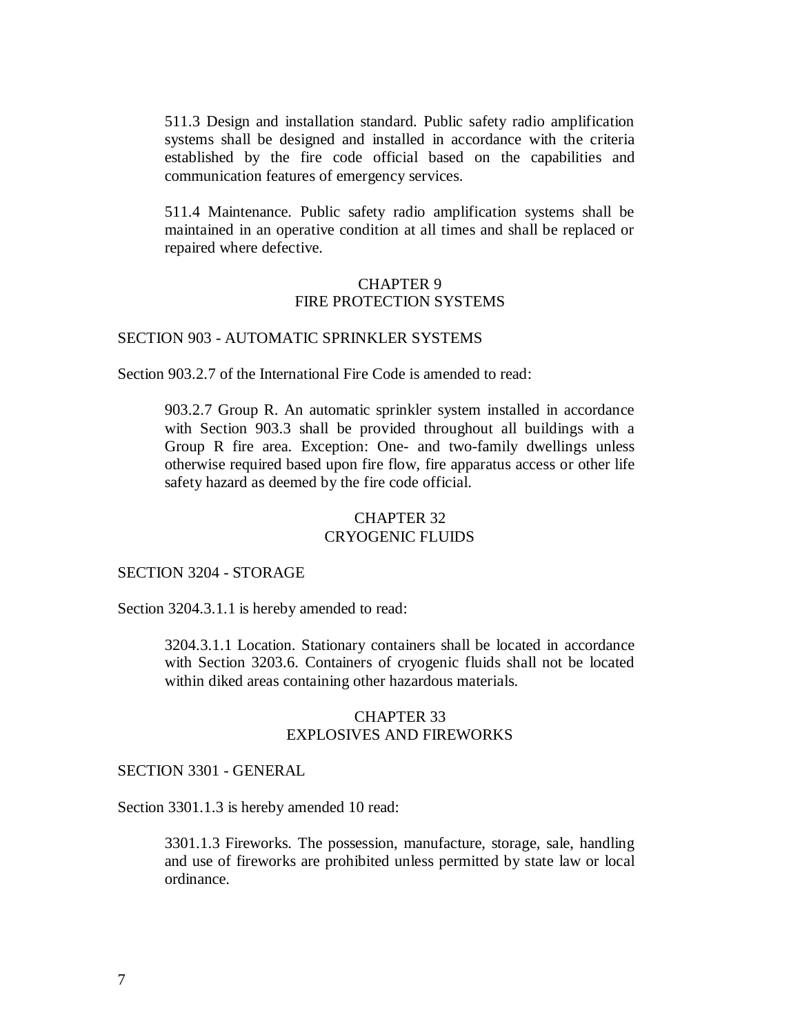511.3 Design and installation standard. Public safety radio amplification systems shall be designed and installed in accordance with the criteria established by the fire code official based on the capabilities and communication features of emergency services.

511.4 Maintenance. Public safety radio amplification systems shall be maintained in an operative condition at all times and shall be replaced or repaired where defective.

## CHAPTER 9
## FIRE PROTECTION SYSTEMS

### SECTION 903 - AUTOMATIC SPRINKLER SYSTEMS

Section 903.2.7 of the International Fire Code is amended to read:

903.2.7 Group R. An automatic sprinkler system installed in accordance with Section 903.3 shall be provided throughout all buildings with a Group R fire area. Exception: One- and two-family dwellings unless otherwise required based upon fire flow, fire apparatus access or other life safety hazard as deemed by the fire code official.

## CHAPTER 32
## CRYOGENIC FLUIDS

### SECTION 3204 - STORAGE

Section 3204.3.1.1 is hereby amended to read:

3204.3.1.1 Location. Stationary containers shall be located in accordance with Section 3203.6. Containers of cryogenic fluids shall not be located within diked areas containing other hazardous materials.

## CHAPTER 33
## EXPLOSIVES AND FIREWORKS

### SECTION 3301 - GENERAL

Section 3301.1.3 is hereby amended 10 read:

3301.1.3 Fireworks. The possession, manufacture, storage, sale, handling and use of fireworks are prohibited unless permitted by state law or local ordinance.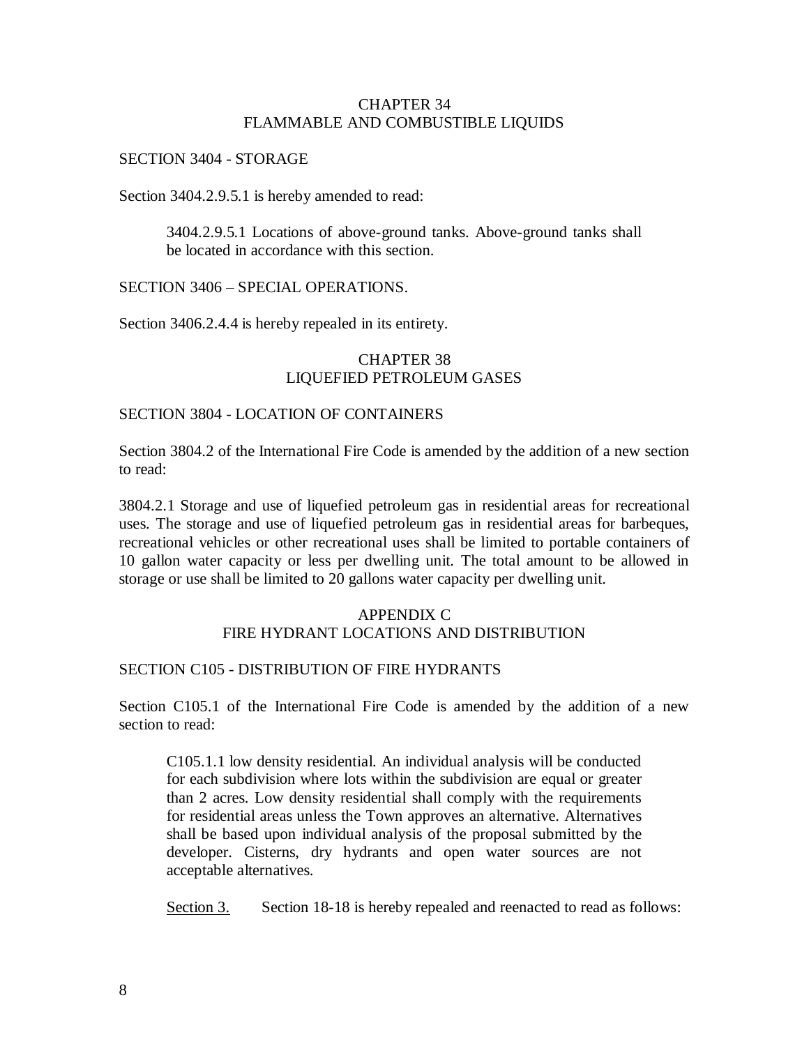## CHAPTER 34
## FLAMMABLE AND COMBUSTIBLE LIQUIDS

SECTION 3404 - STORAGE

Section 3404.2.9.5.1 is hereby amended to read:

> 3404.2.9.5.1 Locations of above-ground tanks. Above-ground tanks shall be located in accordance with this section.

SECTION 3406 – SPECIAL OPERATIONS.

Section 3406.2.4.4 is hereby repealed in its entirety.

## CHAPTER 38
## LIQUEFIED PETROLEUM GASES

SECTION 3804 - LOCATION OF CONTAINERS

Section 3804.2 of the International Fire Code is amended by the addition of a new section to read:

3804.2.1 Storage and use of liquefied petroleum gas in residential areas for recreational uses. The storage and use of liquefied petroleum gas in residential areas for barbeques, recreational vehicles or other recreational uses shall be limited to portable containers of 10 gallon water capacity or less per dwelling unit. The total amount to be allowed in storage or use shall be limited to 20 gallons water capacity per dwelling unit.

## APPENDIX C
## FIRE HYDRANT LOCATIONS AND DISTRIBUTION

SECTION C105 - DISTRIBUTION OF FIRE HYDRANTS

Section C105.1 of the International Fire Code is amended by the addition of a new section to read:

> C105.1.1 low density residential. An individual analysis will be conducted for each subdivision where lots within the subdivision are equal or greater than 2 acres. Low density residential shall comply with the requirements for residential areas unless the Town approves an alternative. Alternatives shall be based upon individual analysis of the proposal submitted by the developer. Cisterns, dry hydrants and open water sources are not acceptable alternatives.

<u>Section 3.</u> Section 18-18 is hereby repealed and reenacted to read as follows: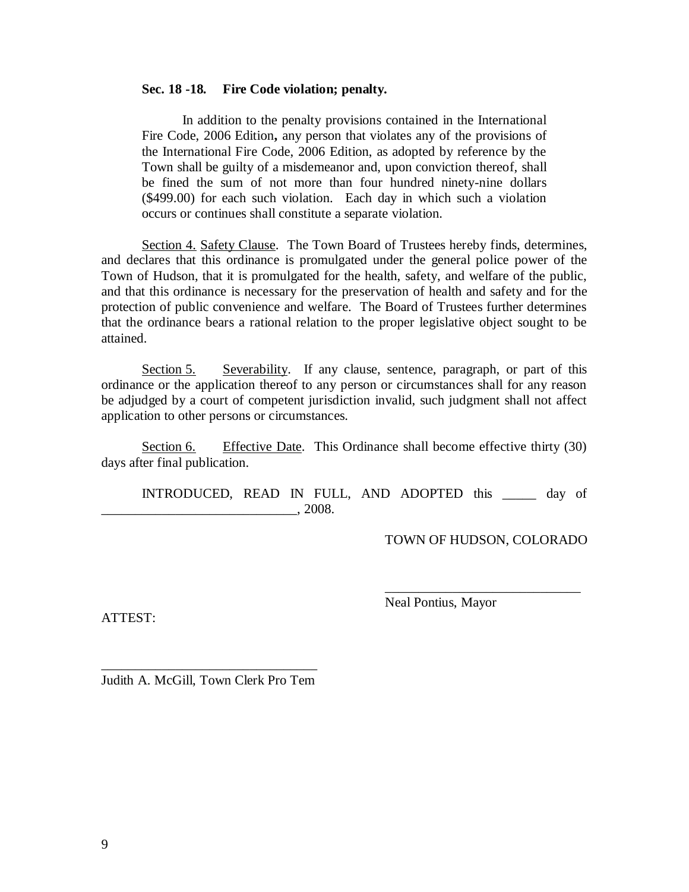**Sec. 18 -18. Fire Code violation; penalty.**

In addition to the penalty provisions contained in the International Fire Code, 2006 Edition**,** any person that violates any of the provisions of the International Fire Code, 2006 Edition, as adopted by reference by the Town shall be guilty of a misdemeanor and, upon conviction thereof, shall be fined the sum of not more than four hundred ninety-nine dollars ($499.00) for each such violation. Each day in which such a violation occurs or continues shall constitute a separate violation.

Section 4. Safety Clause. The Town Board of Trustees hereby finds, determines, and declares that this ordinance is promulgated under the general police power of the Town of Hudson, that it is promulgated for the health, safety, and welfare of the public, and that this ordinance is necessary for the preservation of health and safety and for the protection of public convenience and welfare. The Board of Trustees further determines that the ordinance bears a rational relation to the proper legislative object sought to be attained.

Section 5. Severability. If any clause, sentence, paragraph, or part of this ordinance or the application thereof to any person or circumstances shall for any reason be adjudged by a court of competent jurisdiction invalid, such judgment shall not affect application to other persons or circumstances.

Section 6. Effective Date. This Ordinance shall become effective thirty (30) days after final publication.

INTRODUCED, READ IN FULL, AND ADOPTED this _____ day of _____________________________, 2008.

TOWN OF HUDSON, COLORADO

_____________________________
Neal Pontius, Mayor

ATTEST:

_______________________________
Judith A. McGill, Town Clerk Pro Tem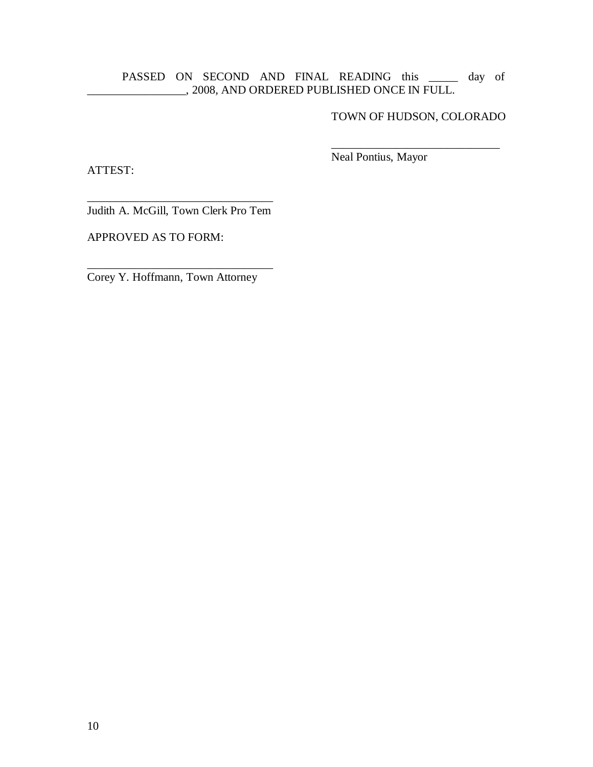PASSED ON SECOND AND FINAL READING this _____ day of _________________, 2008, AND ORDERED PUBLISHED ONCE IN FULL.

TOWN OF HUDSON, COLORADO

_____________________________
Neal Pontius, Mayor

ATTEST:

_______________________________
Judith A. McGill, Town Clerk Pro Tem

APPROVED AS TO FORM:

_______________________________
Corey Y. Hoffmann, Town Attorney